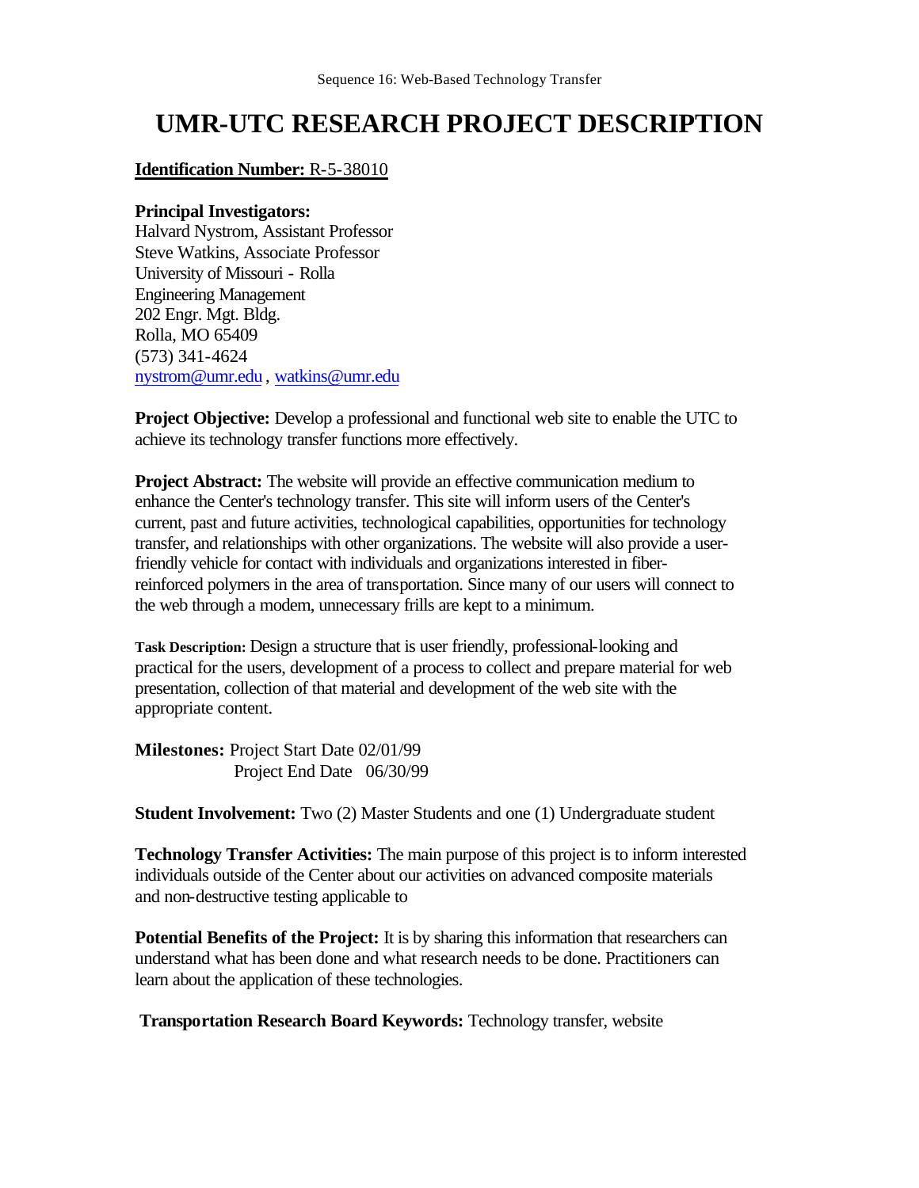Sequence 16: Web-Based Technology Transfer

# UMR-UTC RESEARCH PROJECT DESCRIPTION

**Identification Number:** R-5-38010

**Principal Investigators:**
Halvard Nystrom, Assistant Professor
Steve Watkins, Associate Professor
University of Missouri - Rolla
Engineering Management
202 Engr. Mgt. Bldg.
Rolla, MO 65409
(573) 341-4624
nystrom@umr.edu , watkins@umr.edu

**Project Objective:** Develop a professional and functional web site to enable the UTC to achieve its technology transfer functions more effectively.

**Project Abstract:** The website will provide an effective communication medium to enhance the Center's technology transfer. This site will inform users of the Center's current, past and future activities, technological capabilities, opportunities for technology transfer, and relationships with other organizations. The website will also provide a user-friendly vehicle for contact with individuals and organizations interested in fiber-reinforced polymers in the area of transportation. Since many of our users will connect to the web through a modem, unnecessary frills are kept to a minimum.

**Task Description:** Design a structure that is user friendly, professional-looking and practical for the users, development of a process to collect and prepare material for web presentation, collection of that material and development of the web site with the appropriate content.

**Milestones:** Project Start Date 02/01/99
Project End Date 06/30/99

**Student Involvement:** Two (2) Master Students and one (1) Undergraduate student

**Technology Transfer Activities:** The main purpose of this project is to inform interested individuals outside of the Center about our activities on advanced composite materials and non-destructive testing applicable to

**Potential Benefits of the Project:** It is by sharing this information that researchers can understand what has been done and what research needs to be done. Practitioners can learn about the application of these technologies.

**Transportation Research Board Keywords:** Technology transfer, website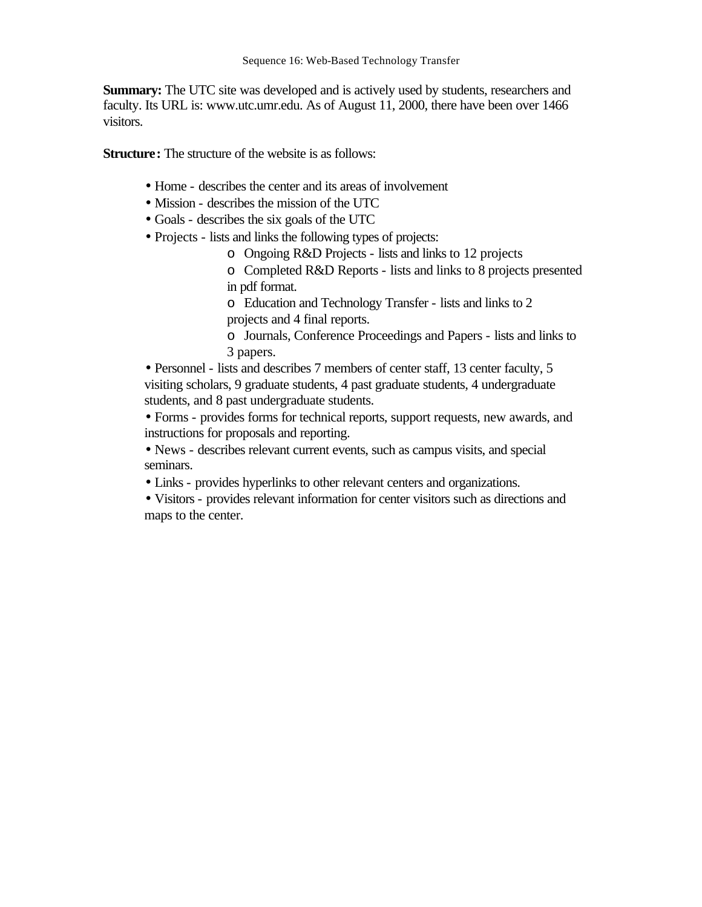Sequence 16: Web-Based Technology Transfer

**Summary:** The UTC site was developed and is actively used by students, researchers and faculty. Its URL is: www.utc.umr.edu. As of August 11, 2000, there have been over 1466 visitors.

**Structure:** The structure of the website is as follows:

- Home - describes the center and its areas of involvement
- Mission - describes the mission of the UTC
- Goals - describes the six goals of the UTC
- Projects - lists and links the following types of projects:
  - Ongoing R&D Projects - lists and links to 12 projects
  - Completed R&D Reports - lists and links to 8 projects presented in pdf format.
  - Education and Technology Transfer - lists and links to 2 projects and 4 final reports.
  - Journals, Conference Proceedings and Papers - lists and links to 3 papers.
- Personnel - lists and describes 7 members of center staff, 13 center faculty, 5 visiting scholars, 9 graduate students, 4 past graduate students, 4 undergraduate students, and 8 past undergraduate students.
- Forms - provides forms for technical reports, support requests, new awards, and instructions for proposals and reporting.
- News - describes relevant current events, such as campus visits, and special seminars.
- Links - provides hyperlinks to other relevant centers and organizations.
- Visitors - provides relevant information for center visitors such as directions and maps to the center.